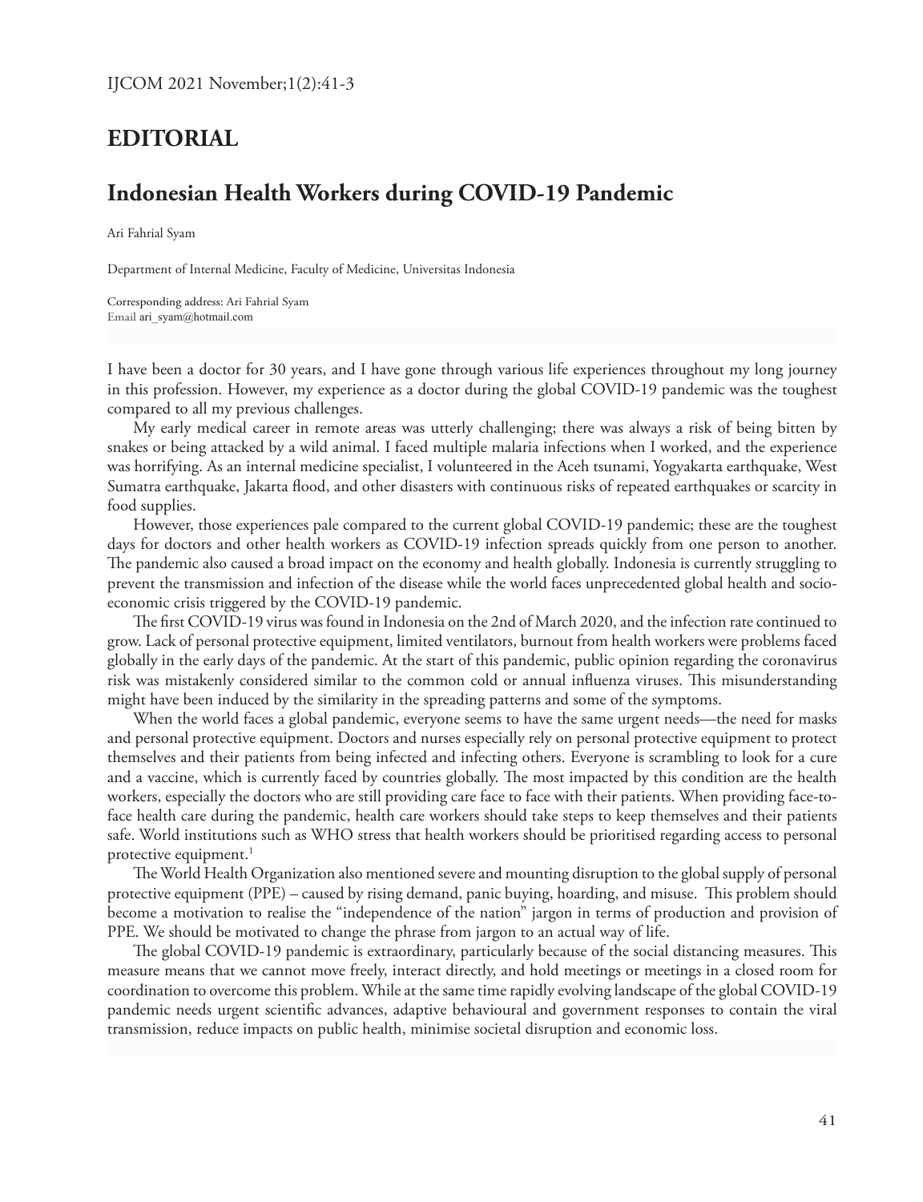# EDITORIAL

## Indonesian Health Workers during COVID-19 Pandemic

Ari Fahrial Syam

Department of Internal Medicine, Faculty of Medicine, Universitas Indonesia

Corresponding address: Ari Fahrial Syam
Email ari_syam@hotmail.com

I have been a doctor for 30 years, and I have gone through various life experiences throughout my long journey in this profession. However, my experience as a doctor during the global COVID-19 pandemic was the toughest compared to all my previous challenges.

My early medical career in remote areas was utterly challenging; there was always a risk of being bitten by snakes or being attacked by a wild animal. I faced multiple malaria infections when I worked, and the experience was horrifying. As an internal medicine specialist, I volunteered in the Aceh tsunami, Yogyakarta earthquake, West Sumatra earthquake, Jakarta flood, and other disasters with continuous risks of repeated earthquakes or scarcity in food supplies.

However, those experiences pale compared to the current global COVID-19 pandemic; these are the toughest days for doctors and other health workers as COVID-19 infection spreads quickly from one person to another. The pandemic also caused a broad impact on the economy and health globally. Indonesia is currently struggling to prevent the transmission and infection of the disease while the world faces unprecedented global health and socio-economic crisis triggered by the COVID-19 pandemic.

The first COVID-19 virus was found in Indonesia on the 2nd of March 2020, and the infection rate continued to grow. Lack of personal protective equipment, limited ventilators, burnout from health workers were problems faced globally in the early days of the pandemic. At the start of this pandemic, public opinion regarding the coronavirus risk was mistakenly considered similar to the common cold or annual influenza viruses. This misunderstanding might have been induced by the similarity in the spreading patterns and some of the symptoms.

When the world faces a global pandemic, everyone seems to have the same urgent needs—the need for masks and personal protective equipment. Doctors and nurses especially rely on personal protective equipment to protect themselves and their patients from being infected and infecting others. Everyone is scrambling to look for a cure and a vaccine, which is currently faced by countries globally. The most impacted by this condition are the health workers, especially the doctors who are still providing care face to face with their patients. When providing face-to-face health care during the pandemic, health care workers should take steps to keep themselves and their patients safe. World institutions such as WHO stress that health workers should be prioritised regarding access to personal protective equipment.[1]

The World Health Organization also mentioned severe and mounting disruption to the global supply of personal protective equipment (PPE) – caused by rising demand, panic buying, hoarding, and misuse. This problem should become a motivation to realise the "independence of the nation" jargon in terms of production and provision of PPE. We should be motivated to change the phrase from jargon to an actual way of life.

The global COVID-19 pandemic is extraordinary, particularly because of the social distancing measures. This measure means that we cannot move freely, interact directly, and hold meetings or meetings in a closed room for coordination to overcome this problem. While at the same time rapidly evolving landscape of the global COVID-19 pandemic needs urgent scientific advances, adaptive behavioural and government responses to contain the viral transmission, reduce impacts on public health, minimise societal disruption and economic loss.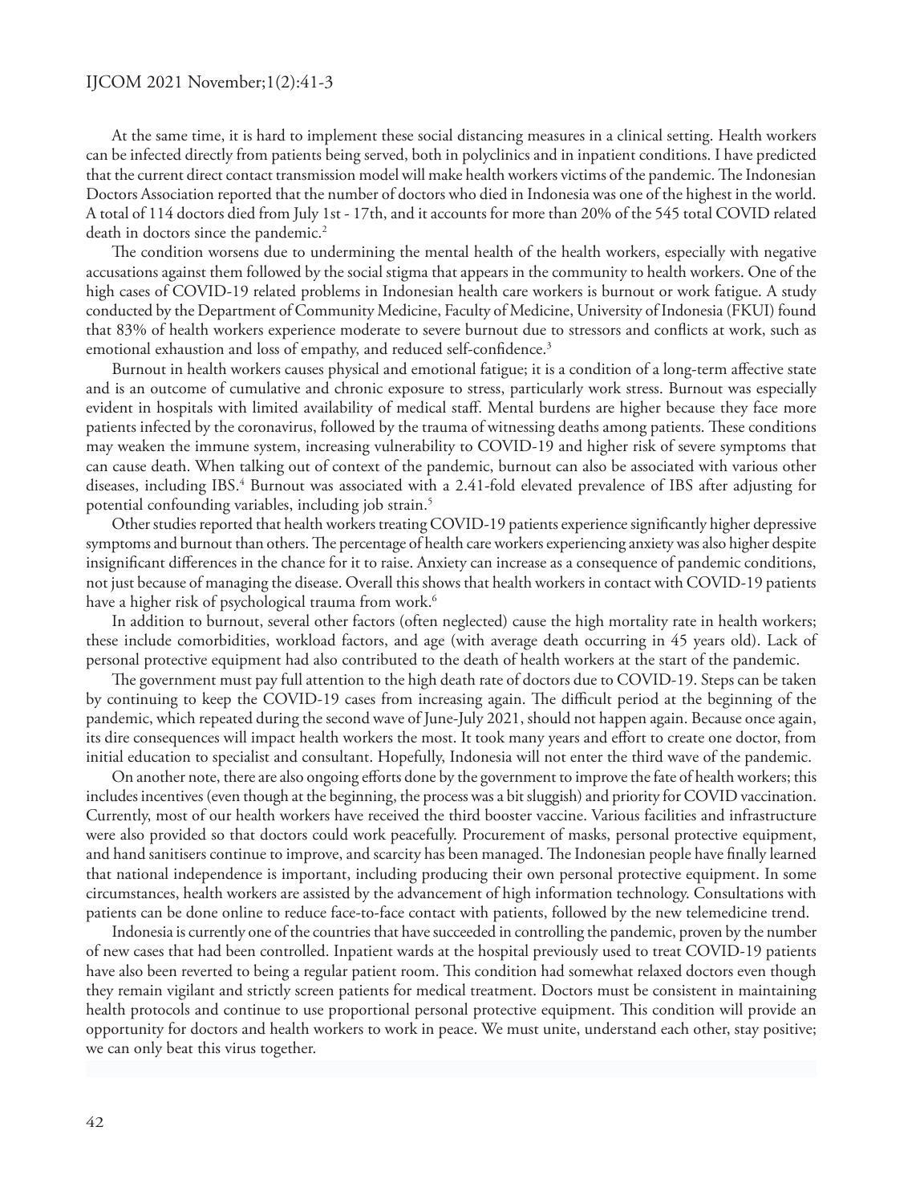At the same time, it is hard to implement these social distancing measures in a clinical setting. Health workers can be infected directly from patients being served, both in polyclinics and in inpatient conditions. I have predicted that the current direct contact transmission model will make health workers victims of the pandemic. The Indonesian Doctors Association reported that the number of doctors who died in Indonesia was one of the highest in the world. A total of 114 doctors died from July 1st - 17th, and it accounts for more than 20% of the 545 total COVID related death in doctors since the pandemic.[2]

The condition worsens due to undermining the mental health of the health workers, especially with negative accusations against them followed by the social stigma that appears in the community to health workers. One of the high cases of COVID-19 related problems in Indonesian health care workers is burnout or work fatigue. A study conducted by the Department of Community Medicine, Faculty of Medicine, University of Indonesia (FKUI) found that 83% of health workers experience moderate to severe burnout due to stressors and conflicts at work, such as emotional exhaustion and loss of empathy, and reduced self-confidence.[3]

Burnout in health workers causes physical and emotional fatigue; it is a condition of a long-term affective state and is an outcome of cumulative and chronic exposure to stress, particularly work stress. Burnout was especially evident in hospitals with limited availability of medical staff. Mental burdens are higher because they face more patients infected by the coronavirus, followed by the trauma of witnessing deaths among patients. These conditions may weaken the immune system, increasing vulnerability to COVID-19 and higher risk of severe symptoms that can cause death. When talking out of context of the pandemic, burnout can also be associated with various other diseases, including IBS.[4] Burnout was associated with a 2.41-fold elevated prevalence of IBS after adjusting for potential confounding variables, including job strain.[5]

Other studies reported that health workers treating COVID-19 patients experience significantly higher depressive symptoms and burnout than others. The percentage of health care workers experiencing anxiety was also higher despite insignificant differences in the chance for it to raise. Anxiety can increase as a consequence of pandemic conditions, not just because of managing the disease. Overall this shows that health workers in contact with COVID-19 patients have a higher risk of psychological trauma from work.[6]

In addition to burnout, several other factors (often neglected) cause the high mortality rate in health workers; these include comorbidities, workload factors, and age (with average death occurring in 45 years old). Lack of personal protective equipment had also contributed to the death of health workers at the start of the pandemic.

The government must pay full attention to the high death rate of doctors due to COVID-19. Steps can be taken by continuing to keep the COVID-19 cases from increasing again. The difficult period at the beginning of the pandemic, which repeated during the second wave of June-July 2021, should not happen again. Because once again, its dire consequences will impact health workers the most. It took many years and effort to create one doctor, from initial education to specialist and consultant. Hopefully, Indonesia will not enter the third wave of the pandemic.

On another note, there are also ongoing efforts done by the government to improve the fate of health workers; this includes incentives (even though at the beginning, the process was a bit sluggish) and priority for COVID vaccination. Currently, most of our health workers have received the third booster vaccine. Various facilities and infrastructure were also provided so that doctors could work peacefully. Procurement of masks, personal protective equipment, and hand sanitisers continue to improve, and scarcity has been managed. The Indonesian people have finally learned that national independence is important, including producing their own personal protective equipment. In some circumstances, health workers are assisted by the advancement of high information technology. Consultations with patients can be done online to reduce face-to-face contact with patients, followed by the new telemedicine trend.

Indonesia is currently one of the countries that have succeeded in controlling the pandemic, proven by the number of new cases that had been controlled. Inpatient wards at the hospital previously used to treat COVID-19 patients have also been reverted to being a regular patient room. This condition had somewhat relaxed doctors even though they remain vigilant and strictly screen patients for medical treatment. Doctors must be consistent in maintaining health protocols and continue to use proportional personal protective equipment. This condition will provide an opportunity for doctors and health workers to work in peace. We must unite, understand each other, stay positive; we can only beat this virus together.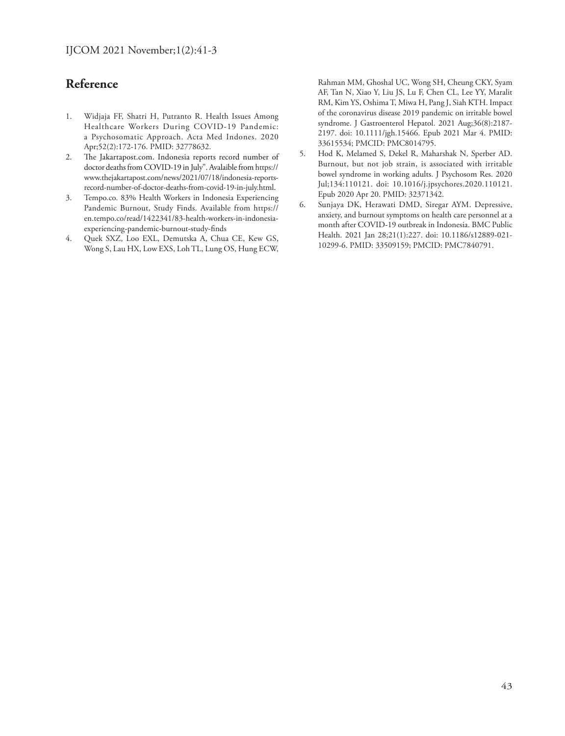## Reference

1. Widjaja FF, Shatri H, Putranto R. Health Issues Among Healthcare Workers During COVID-19 Pandemic: a Psychosomatic Approach. Acta Med Indones. 2020 Apr;52(2):172-176. PMID: 32778632.
2. The Jakartapost.com. Indonesia reports record number of doctor deaths from COVID-19 in July". Avalaible from https://www.thejakartapost.com/news/2021/07/18/indonesia-reports-record-number-of-doctor-deaths-from-covid-19-in-july.html.
3. Tempo.co. 83% Health Workers in Indonesia Experiencing Pandemic Burnout, Study Finds. Available from https://en.tempo.co/read/1422341/83-health-workers-in-indonesia-experiencing-pandemic-burnout-study-finds
4. Quek SXZ, Loo EXL, Demutska A, Chua CE, Kew GS, Wong S, Lau HX, Low EXS, Loh TL, Lung OS, Hung ECW, Rahman MM, Ghoshal UC, Wong SH, Cheung CKY, Syam AF, Tan N, Xiao Y, Liu JS, Lu F, Chen CL, Lee YY, Maralit RM, Kim YS, Oshima T, Miwa H, Pang J, Siah KTH. Impact of the coronavirus disease 2019 pandemic on irritable bowel syndrome. J Gastroenterol Hepatol. 2021 Aug;36(8):2187-2197. doi: 10.1111/jgh.15466. Epub 2021 Mar 4. PMID: 33615534; PMCID: PMC8014795.
5. Hod K, Melamed S, Dekel R, Maharshak N, Sperber AD. Burnout, but not job strain, is associated with irritable bowel syndrome in working adults. J Psychosom Res. 2020 Jul;134:110121. doi: 10.1016/j.jpsychores.2020.110121. Epub 2020 Apr 20. PMID: 32371342.
6. Sunjaya DK, Herawati DMD, Siregar AYM. Depressive, anxiety, and burnout symptoms on health care personnel at a month after COVID-19 outbreak in Indonesia. BMC Public Health. 2021 Jan 28;21(1):227. doi: 10.1186/s12889-021-10299-6. PMID: 33509159; PMCID: PMC7840791.